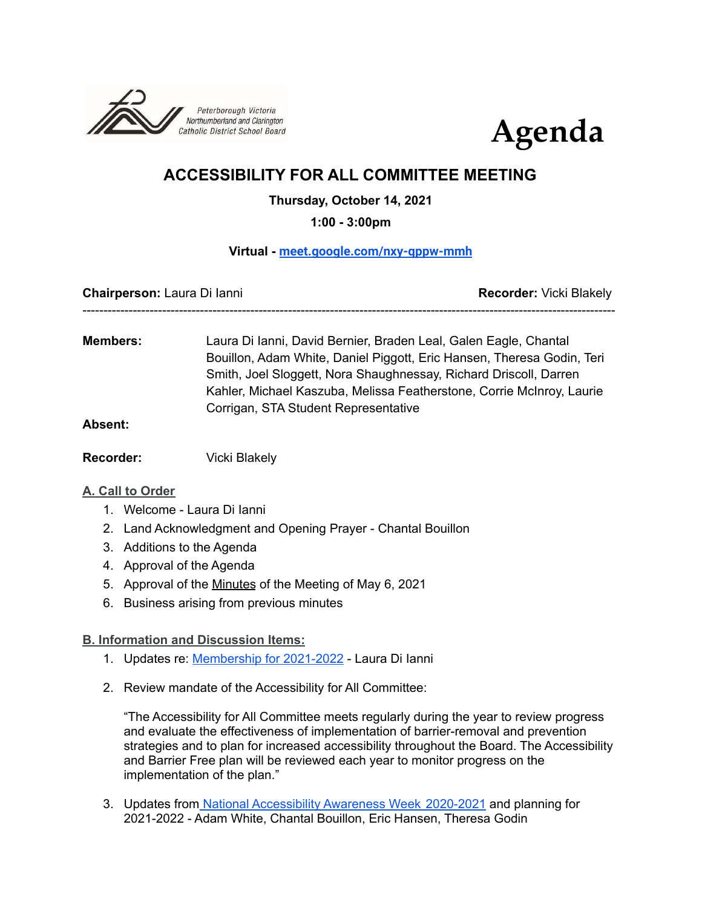Peterborough Victoria Northumberland and Clarington Catholic District School Board

# Agenda

## ACCESSIBILITY FOR ALL COMMITTEE MEETING

**Thursday, October 14, 2021**

**1:00 - 3:00pm**

**Virtual - [meet.google.com/nxy-qppw-mmh](meet.google.com/nxy-qppw-mmh)**

**Chairperson:** Laura Di Ianni **Recorder:** Vicki Blakely

---

**Members:** Laura Di Ianni, David Bernier, Braden Leal, Galen Eagle, Chantal Bouillon, Adam White, Daniel Piggott, Eric Hansen, Theresa Godin, Teri Smith, Joel Sloggett, Nora Shaughnessay, Richard Driscoll, Darren Kahler, Michael Kaszuba, Melissa Featherstone, Corrie McInroy, Laurie Corrigan, STA Student Representative

**Absent:**

**Recorder:** Vicki Blakely

### A. Call to Order

1. Welcome - Laura Di Ianni
2. Land Acknowledgment and Opening Prayer - Chantal Bouillon
3. Additions to the Agenda
4. Approval of the Agenda
5. Approval of the Minutes of the Meeting of May 6, 2021
6. Business arising from previous minutes

### B. Information and Discussion Items:

1. Updates re: Membership for 2021-2022 - Laura Di Ianni
2. Review mandate of the Accessibility for All Committee:

   "The Accessibility for All Committee meets regularly during the year to review progress and evaluate the effectiveness of implementation of barrier-removal and prevention strategies and to plan for increased accessibility throughout the Board. The Accessibility and Barrier Free plan will be reviewed each year to monitor progress on the implementation of the plan."

3. Updates from National Accessibility Awareness Week 2020-2021 and planning for 2021-2022 - Adam White, Chantal Bouillon, Eric Hansen, Theresa Godin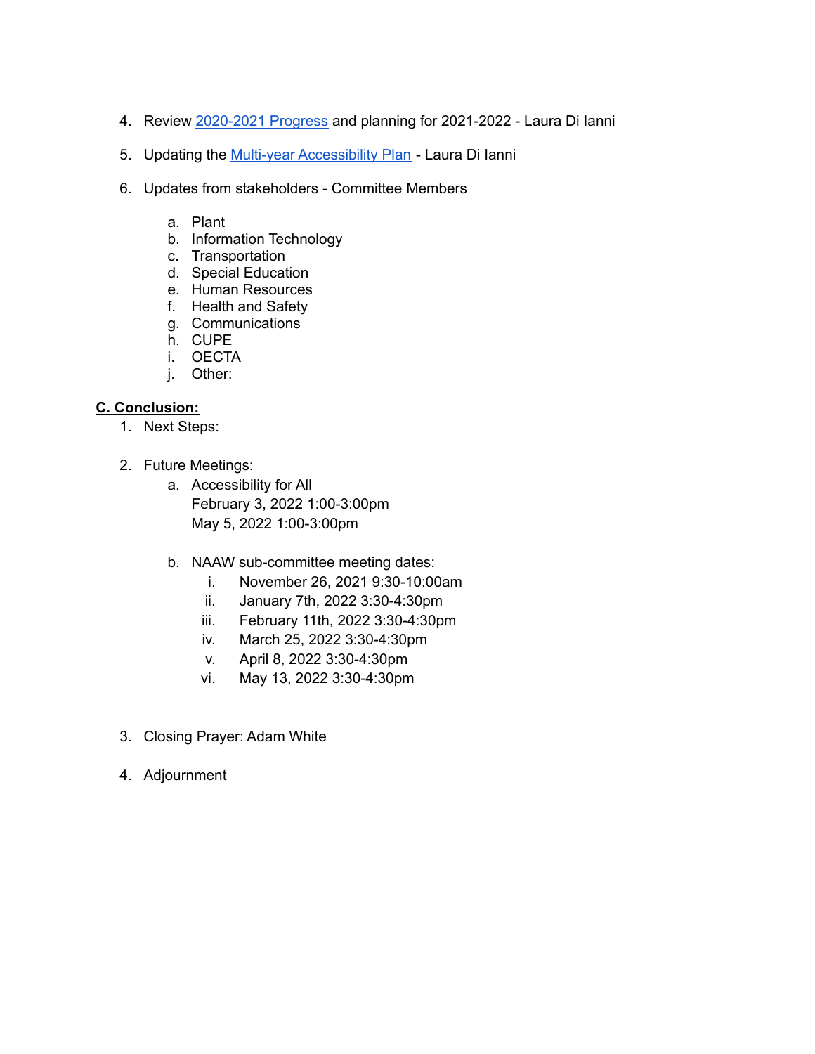4. Review 2020-2021 Progress and planning for 2021-2022 - Laura Di Ianni

5. Updating the Multi-year Accessibility Plan - Laura Di Ianni

6. Updates from stakeholders - Committee Members

   a. Plant
   b. Information Technology
   c. Transportation
   d. Special Education
   e. Human Resources
   f. Health and Safety
   g. Communications
   h. CUPE
   i. OECTA
   j. Other:

**C. Conclusion:**

1. Next Steps:

2. Future Meetings:
   a. Accessibility for All
      February 3, 2022 1:00-3:00pm
      May 5, 2022 1:00-3:00pm

   b. NAAW sub-committee meeting dates:
      i. November 26, 2021 9:30-10:00am
      ii. January 7th, 2022 3:30-4:30pm
      iii. February 11th, 2022 3:30-4:30pm
      iv. March 25, 2022 3:30-4:30pm
      v. April 8, 2022 3:30-4:30pm
      vi. May 13, 2022 3:30-4:30pm

3. Closing Prayer: Adam White

4. Adjournment